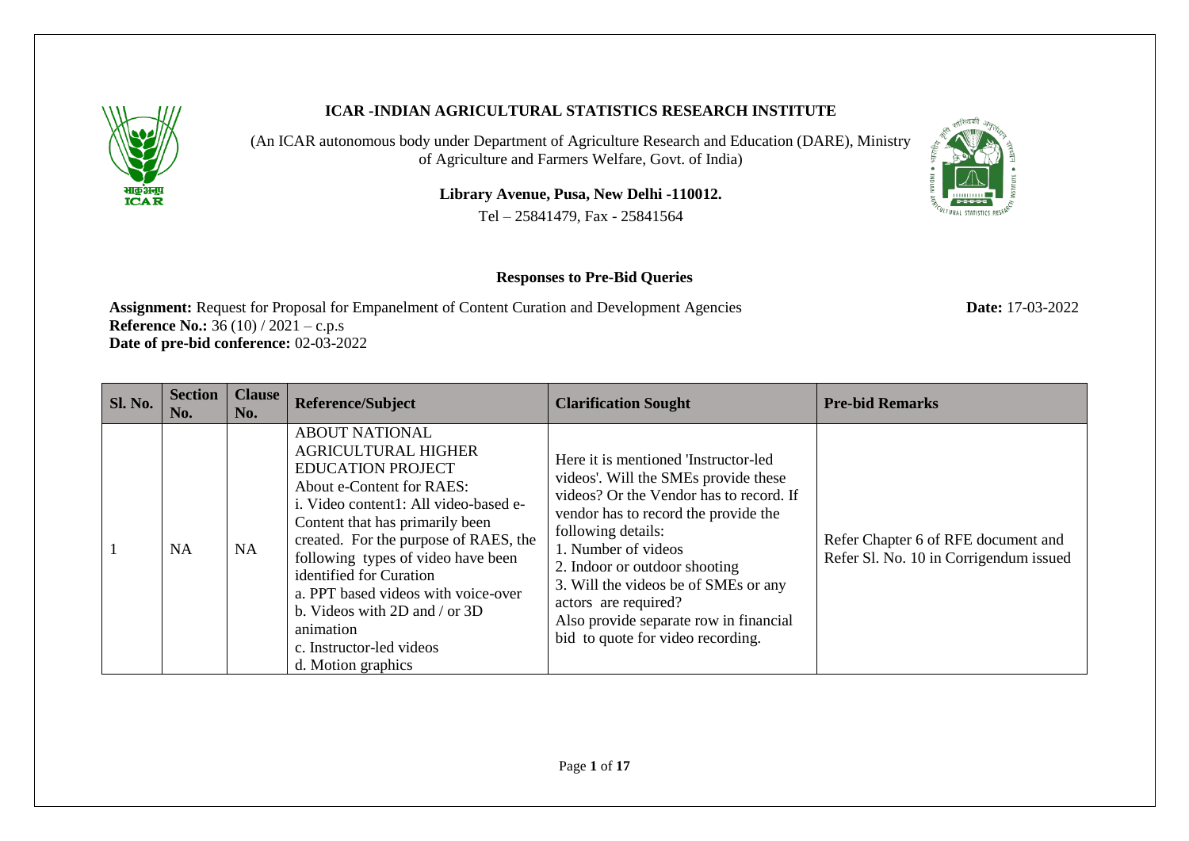# ICAR -INDIAN AGRICULTURAL STATISTICS RESEARCH INSTITUTE

(An ICAR autonomous body under Department of Agriculture Research and Education (DARE), Ministry of Agriculture and Farmers Welfare, Govt. of India)

**Library Avenue, Pusa, New Delhi -110012.**

Tel – 25841479, Fax - 25841564

## Responses to Pre-Bid Queries

**Assignment:** Request for Proposal for Empanelment of Content Curation and Development Agencies **Date:** 17-03-2022

**Reference No.:** 36 (10) / 2021 – c.p.s

**Date of pre-bid conference:** 02-03-2022

| Sl. No. | Section No. | Clause No. | Reference/Subject | Clarification Sought | Pre-bid Remarks |
|---|---|---|---|---|---|
| 1 | NA | NA | ABOUT NATIONAL AGRICULTURAL HIGHER EDUCATION PROJECT<br>About e-Content for RAES:<br>i. Video content1: All video-based e-Content that has primarily been created. For the purpose of RAES, the following types of video have been identified for Curation<br>a. PPT based videos with voice-over<br>b. Videos with 2D and / or 3D animation<br>c. Instructor-led videos<br>d. Motion graphics | Here it is mentioned 'Instructor-led videos'. Will the SMEs provide these videos? Or the Vendor has to record. If vendor has to record the provide the following details:<br>1. Number of videos<br>2. Indoor or outdoor shooting<br>3. Will the videos be of SMEs or any actors are required?<br>Also provide separate row in financial bid to quote for video recording. | Refer Chapter 6 of RFE document and Refer Sl. No. 10 in Corrigendum issued |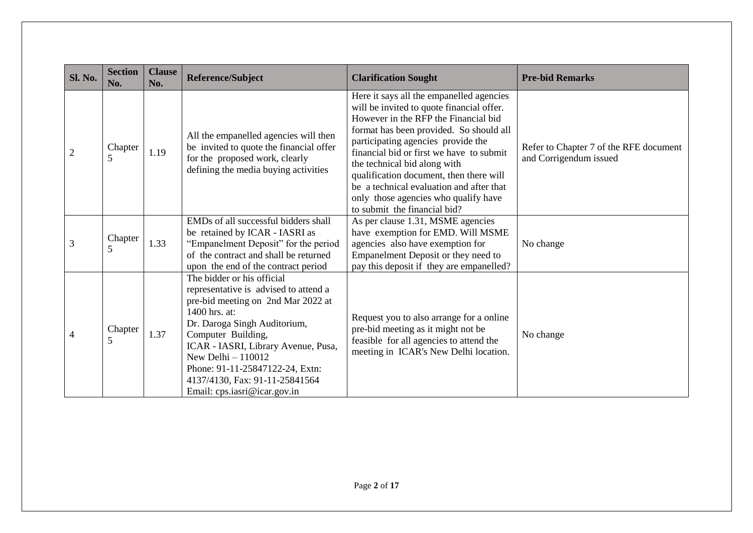| Sl. No. | Section No. | Clause No. | Reference/Subject | Clarification Sought | Pre-bid Remarks |
|---|---|---|---|---|---|
| 2 | Chapter 5 | 1.19 | All the empanelled agencies will then be invited to quote the financial offer for the proposed work, clearly defining the media buying activities | Here it says all the empanelled agencies will be invited to quote financial offer. However in the RFP the Financial bid format has been provided. So should all participating agencies provide the financial bid or first we have to submit the technical bid along with qualification document, then there will be a technical evaluation and after that only those agencies who qualify have to submit the financial bid? | Refer to Chapter 7 of the RFE document and Corrigendum issued |
| 3 | Chapter 5 | 1.33 | EMDs of all successful bidders shall be retained by ICAR - IASRI as "Empanelment Deposit" for the period of the contract and shall be returned upon the end of the contract period | As per clause 1.31, MSME agencies have exemption for EMD. Will MSME agencies also have exemption for Empanelment Deposit or they need to pay this deposit if they are empanelled? | No change |
| 4 | Chapter 5 | 1.37 | The bidder or his official representative is advised to attend a pre-bid meeting on 2nd Mar 2022 at 1400 hrs. at:<br>Dr. Daroga Singh Auditorium, Computer Building,<br>ICAR - IASRI, Library Avenue, Pusa, New Delhi – 110012<br>Phone: 91-11-25847122-24, Extn: 4137/4130, Fax: 91-11-25841564<br>Email: cps.iasri@icar.gov.in | Request you to also arrange for a online pre-bid meeting as it might not be feasible for all agencies to attend the meeting in ICAR's New Delhi location. | No change |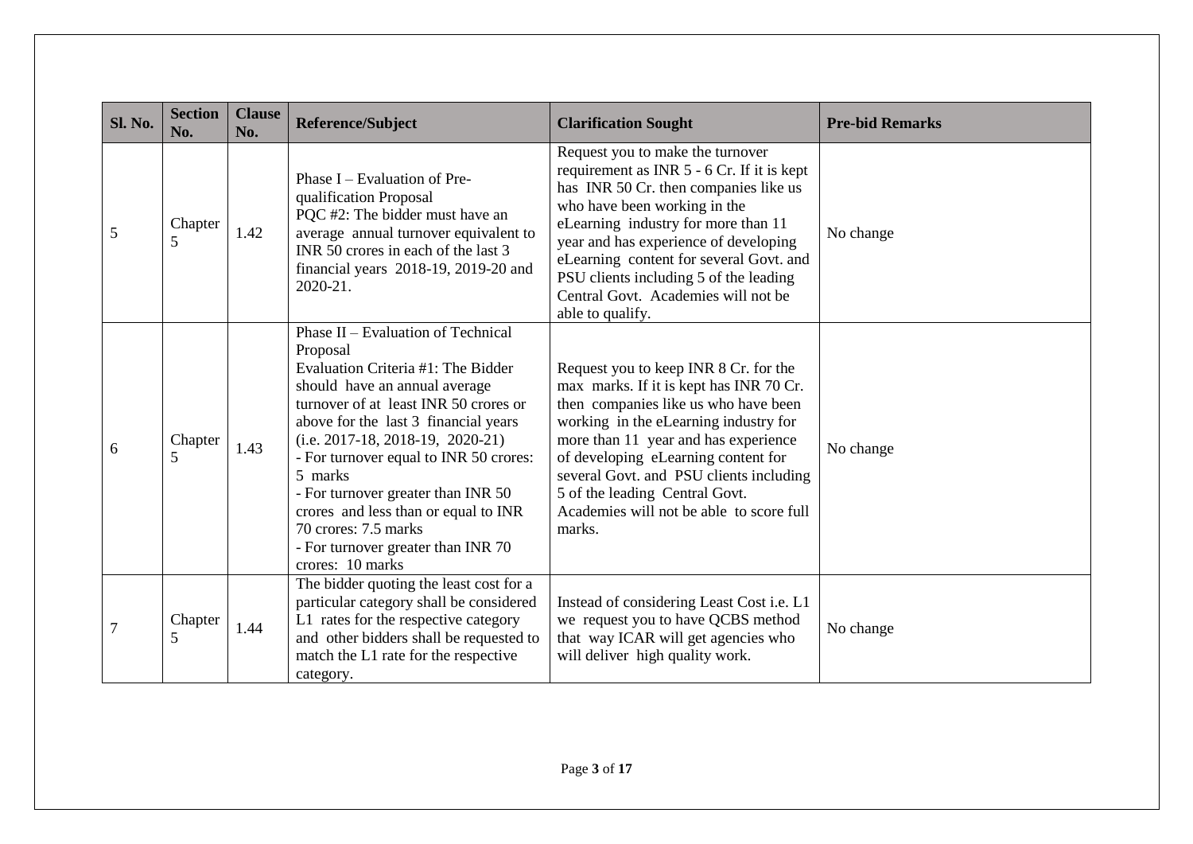| Sl. No. | Section No. | Clause No. | Reference/Subject | Clarification Sought | Pre-bid Remarks |
|---|---|---|---|---|---|
| 5 | Chapter 5 | 1.42 | Phase I – Evaluation of Pre-qualification Proposal<br>PQC #2: The bidder must have an average annual turnover equivalent to INR 50 crores in each of the last 3 financial years 2018-19, 2019-20 and 2020-21. | Request you to make the turnover requirement as INR 5 - 6 Cr. If it is kept has INR 50 Cr. then companies like us who have been working in the eLearning industry for more than 11 year and has experience of developing eLearning content for several Govt. and PSU clients including 5 of the leading Central Govt. Academies will not be able to qualify. | No change |
| 6 | Chapter 5 | 1.43 | Phase II – Evaluation of Technical Proposal<br>Evaluation Criteria #1: The Bidder should have an annual average turnover of at least INR 50 crores or above for the last 3 financial years (i.e. 2017-18, 2018-19, 2020-21)<br>- For turnover equal to INR 50 crores: 5 marks<br>- For turnover greater than INR 50 crores and less than or equal to INR 70 crores: 7.5 marks<br>- For turnover greater than INR 70 crores: 10 marks | Request you to keep INR 8 Cr. for the max marks. If it is kept has INR 70 Cr. then companies like us who have been working in the eLearning industry for more than 11 year and has experience of developing eLearning content for several Govt. and PSU clients including 5 of the leading Central Govt. Academies will not be able to score full marks. | No change |
| 7 | Chapter 5 | 1.44 | The bidder quoting the least cost for a particular category shall be considered L1 rates for the respective category and other bidders shall be requested to match the L1 rate for the respective category. | Instead of considering Least Cost i.e. L1 we request you to have QCBS method that way ICAR will get agencies who will deliver high quality work. | No change |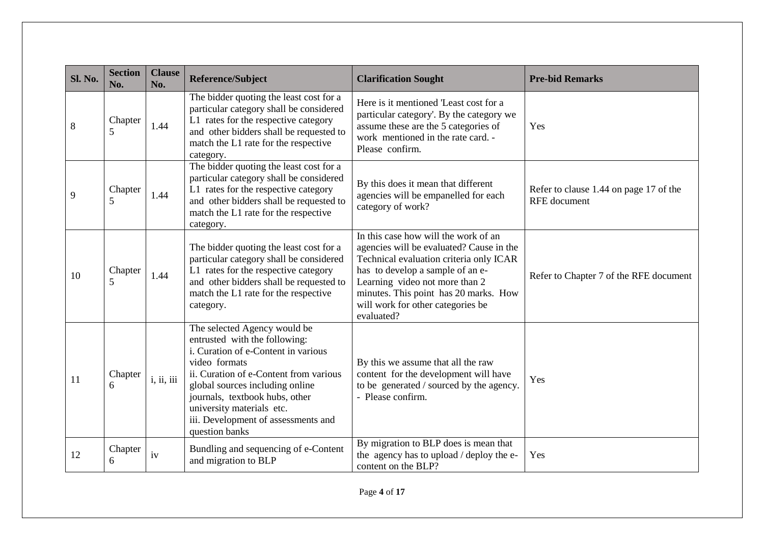| Sl. No. | Section No. | Clause No. | Reference/Subject | Clarification Sought | Pre-bid Remarks |
|---|---|---|---|---|---|
| 8 | Chapter 5 | 1.44 | The bidder quoting the least cost for a particular category shall be considered L1 rates for the respective category and other bidders shall be requested to match the L1 rate for the respective category. | Here is it mentioned 'Least cost for a particular category'. By the category we assume these are the 5 categories of work mentioned in the rate card. - Please confirm. | Yes |
| 9 | Chapter 5 | 1.44 | The bidder quoting the least cost for a particular category shall be considered L1 rates for the respective category and other bidders shall be requested to match the L1 rate for the respective category. | By this does it mean that different agencies will be empanelled for each category of work? | Refer to clause 1.44 on page 17 of the RFE document |
| 10 | Chapter 5 | 1.44 | The bidder quoting the least cost for a particular category shall be considered L1 rates for the respective category and other bidders shall be requested to match the L1 rate for the respective category. | In this case how will the work of an agencies will be evaluated? Cause in the Technical evaluation criteria only ICAR has to develop a sample of an e-Learning video not more than 2 minutes. This point has 20 marks. How will work for other categories be evaluated? | Refer to Chapter 7 of the RFE document |
| 11 | Chapter 6 | i, ii, iii | The selected Agency would be entrusted with the following:<br>i. Curation of e-Content in various video formats<br>ii. Curation of e-Content from various global sources including online journals, textbook hubs, other university materials etc.<br>iii. Development of assessments and question banks | By this we assume that all the raw content for the development will have to be generated / sourced by the agency. - Please confirm. | Yes |
| 12 | Chapter 6 | iv | Bundling and sequencing of e-Content and migration to BLP | By migration to BLP does is mean that the agency has to upload / deploy the e-content on the BLP? | Yes |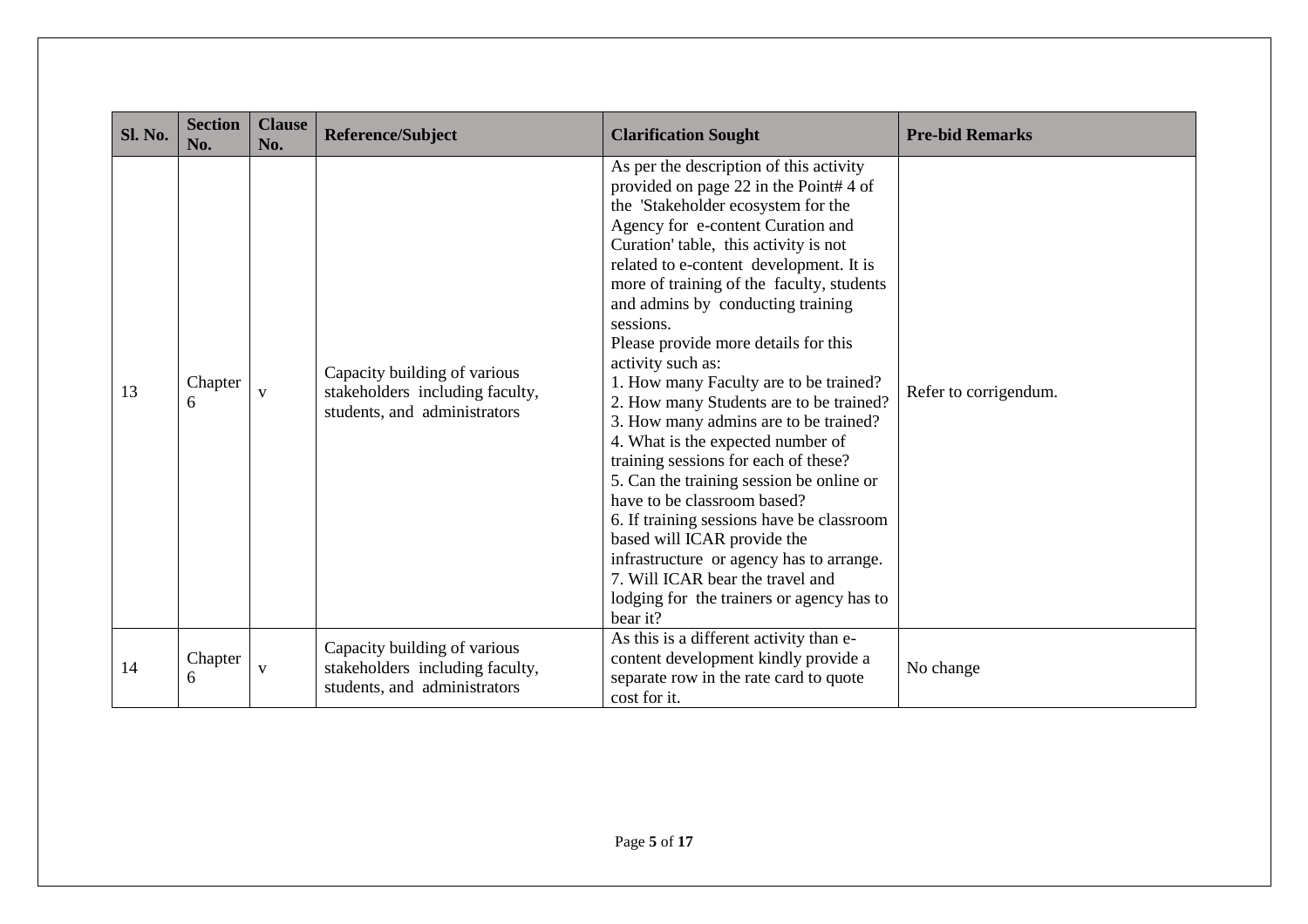| Sl. No. | Section No. | Clause No. | Reference/Subject | Clarification Sought | Pre-bid Remarks |
|---|---|---|---|---|---|
| 13 | Chapter 6 | v | Capacity building of various stakeholders including faculty, students, and administrators | As per the description of this activity provided on page 22 in the Point# 4 of the 'Stakeholder ecosystem for the Agency for e-content Curation and Curation' table, this activity is not related to e-content development. It is more of training of the faculty, students and admins by conducting training sessions.<br>Please provide more details for this activity such as:<br>1. How many Faculty are to be trained?<br>2. How many Students are to be trained?<br>3. How many admins are to be trained?<br>4. What is the expected number of training sessions for each of these?<br>5. Can the training session be online or have to be classroom based?<br>6. If training sessions have be classroom based will ICAR provide the infrastructure or agency has to arrange.<br>7. Will ICAR bear the travel and lodging for the trainers or agency has to bear it? | Refer to corrigendum. |
| 14 | Chapter 6 | v | Capacity building of various stakeholders including faculty, students, and administrators | As this is a different activity than e-content development kindly provide a separate row in the rate card to quote cost for it. | No change |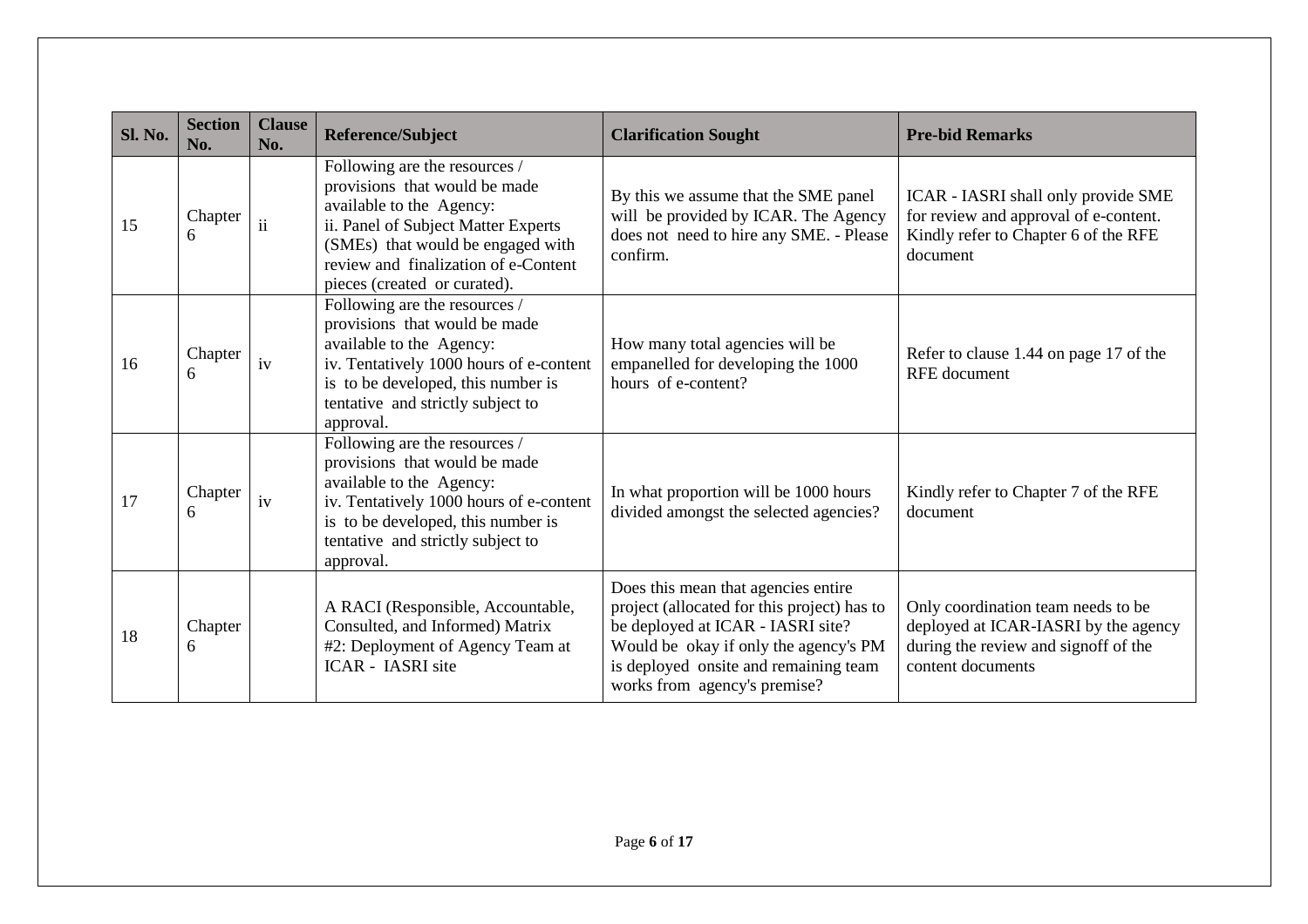| Sl. No. | Section No. | Clause No. | Reference/Subject | Clarification Sought | Pre-bid Remarks |
| --- | --- | --- | --- | --- | --- |
| 15 | Chapter 6 | ii | Following are the resources / provisions that would be made available to the Agency: ii. Panel of Subject Matter Experts (SMEs) that would be engaged with review and finalization of e-Content pieces (created or curated). | By this we assume that the SME panel will be provided by ICAR. The Agency does not need to hire any SME. - Please confirm. | ICAR - IASRI shall only provide SME for review and approval of e-content. Kindly refer to Chapter 6 of the RFE document |
| 16 | Chapter 6 | iv | Following are the resources / provisions that would be made available to the Agency: iv. Tentatively 1000 hours of e-content is to be developed, this number is tentative and strictly subject to approval. | How many total agencies will be empanelled for developing the 1000 hours of e-content? | Refer to clause 1.44 on page 17 of the RFE document |
| 17 | Chapter 6 | iv | Following are the resources / provisions that would be made available to the Agency: iv. Tentatively 1000 hours of e-content is to be developed, this number is tentative and strictly subject to approval. | In what proportion will be 1000 hours divided amongst the selected agencies? | Kindly refer to Chapter 7 of the RFE document |
| 18 | Chapter 6 | | A RACI (Responsible, Accountable, Consulted, and Informed) Matrix #2: Deployment of Agency Team at ICAR - IASRI site | Does this mean that agencies entire project (allocated for this project) has to be deployed at ICAR - IASRI site? Would be okay if only the agency's PM is deployed onsite and remaining team works from agency's premise? | Only coordination team needs to be deployed at ICAR-IASRI by the agency during the review and signoff of the content documents |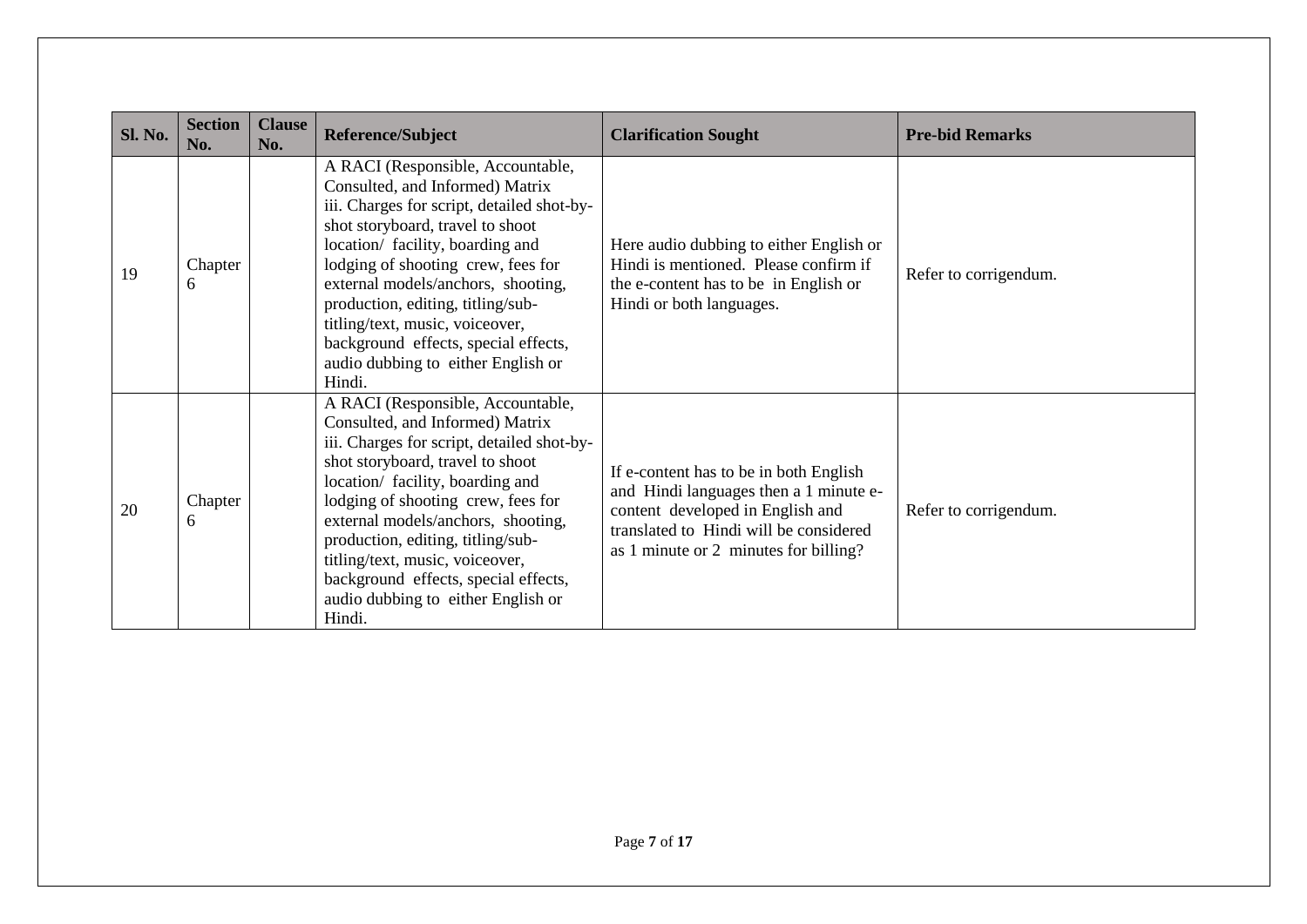| Sl. No. | Section No. | Clause No. | Reference/Subject | Clarification Sought | Pre-bid Remarks |
|---|---|---|---|---|---|
| 19 | Chapter 6 | | A RACI (Responsible, Accountable, Consulted, and Informed) Matrix iii. Charges for script, detailed shot-by-shot storyboard, travel to shoot location/ facility, boarding and lodging of shooting crew, fees for external models/anchors, shooting, production, editing, titling/sub-titling/text, music, voiceover, background effects, special effects, audio dubbing to either English or Hindi. | Here audio dubbing to either English or Hindi is mentioned. Please confirm if the e-content has to be in English or Hindi or both languages. | Refer to corrigendum. |
| 20 | Chapter 6 | | A RACI (Responsible, Accountable, Consulted, and Informed) Matrix iii. Charges for script, detailed shot-by-shot storyboard, travel to shoot location/ facility, boarding and lodging of shooting crew, fees for external models/anchors, shooting, production, editing, titling/sub-titling/text, music, voiceover, background effects, special effects, audio dubbing to either English or Hindi. | If e-content has to be in both English and Hindi languages then a 1 minute e-content developed in English and translated to Hindi will be considered as 1 minute or 2 minutes for billing? | Refer to corrigendum. |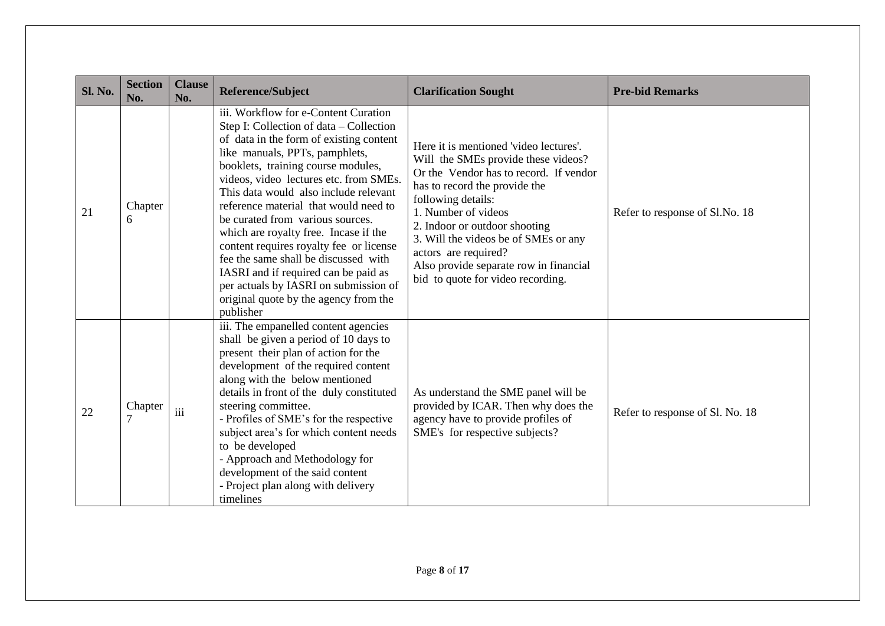| Sl. No. | Section No. | Clause No. | Reference/Subject | Clarification Sought | Pre-bid Remarks |
|---|---|---|---|---|---|
| 21 | Chapter 6 | | iii. Workflow for e-Content Curation Step I: Collection of data – Collection of data in the form of existing content like manuals, PPTs, pamphlets, booklets, training course modules, videos, video lectures etc. from SMEs. This data would also include relevant reference material that would need to be curated from various sources. which are royalty free. Incase if the content requires royalty fee or license fee the same shall be discussed with IASRI and if required can be paid as per actuals by IASRI on submission of original quote by the agency from the publisher | Here it is mentioned 'video lectures'. Will the SMEs provide these videos? Or the Vendor has to record. If vendor has to record the provide the following details:<br>1. Number of videos<br>2. Indoor or outdoor shooting<br>3. Will the videos be of SMEs or any actors are required?<br>Also provide separate row in financial bid to quote for video recording. | Refer to response of Sl.No. 18 |
| 22 | Chapter 7 | iii | iii. The empanelled content agencies shall be given a period of 10 days to present their plan of action for the development of the required content along with the below mentioned details in front of the duly constituted steering committee.<br>- Profiles of SME's for the respective subject area's for which content needs to be developed<br>- Approach and Methodology for development of the said content<br>- Project plan along with delivery timelines | As understand the SME panel will be provided by ICAR. Then why does the agency have to provide profiles of SME's for respective subjects? | Refer to response of Sl. No. 18 |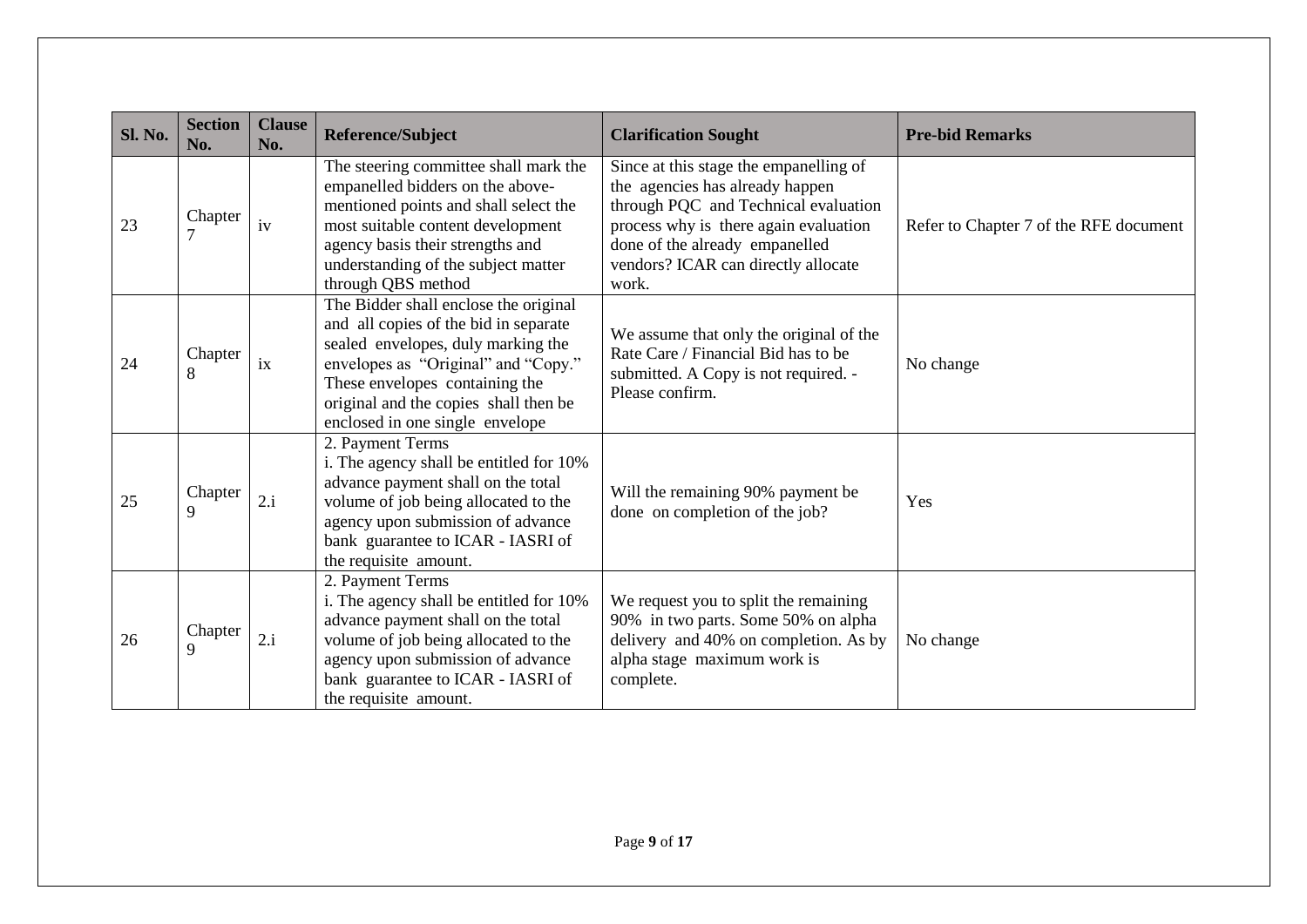| Sl. No. | Section No. | Clause No. | Reference/Subject | Clarification Sought | Pre-bid Remarks |
|---|---|---|---|---|---|
| 23 | Chapter 7 | iv | The steering committee shall mark the empanelled bidders on the above-mentioned points and shall select the most suitable content development agency basis their strengths and understanding of the subject matter through QBS method | Since at this stage the empanelling of the agencies has already happen through PQC and Technical evaluation process why is there again evaluation done of the already empanelled vendors? ICAR can directly allocate work. | Refer to Chapter 7 of the RFE document |
| 24 | Chapter 8 | ix | The Bidder shall enclose the original and all copies of the bid in separate sealed envelopes, duly marking the envelopes as "Original" and "Copy." These envelopes containing the original and the copies shall then be enclosed in one single envelope | We assume that only the original of the Rate Care / Financial Bid has to be submitted. A Copy is not required. - Please confirm. | No change |
| 25 | Chapter 9 | 2.i | 2. Payment Terms<br>i. The agency shall be entitled for 10% advance payment shall on the total volume of job being allocated to the agency upon submission of advance bank guarantee to ICAR - IASRI of the requisite amount. | Will the remaining 90% payment be done on completion of the job? | Yes |
| 26 | Chapter 9 | 2.i | 2. Payment Terms<br>i. The agency shall be entitled for 10% advance payment shall on the total volume of job being allocated to the agency upon submission of advance bank guarantee to ICAR - IASRI of the requisite amount. | We request you to split the remaining 90% in two parts. Some 50% on alpha delivery and 40% on completion. As by alpha stage maximum work is complete. | No change |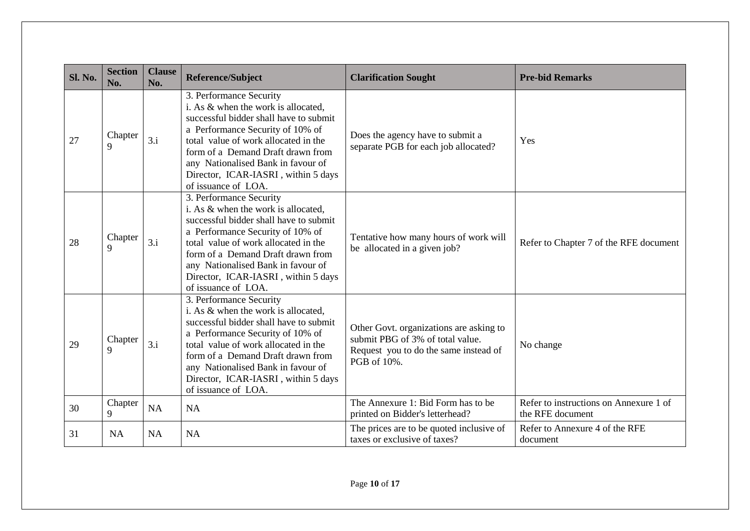| Sl. No. | Section No. | Clause No. | Reference/Subject | Clarification Sought | Pre-bid Remarks |
|---|---|---|---|---|---|
| 27 | Chapter 9 | 3.i | 3. Performance Security<br>i. As & when the work is allocated, successful bidder shall have to submit a Performance Security of 10% of total value of work allocated in the form of a Demand Draft drawn from any Nationalised Bank in favour of Director, ICAR-IASRI , within 5 days of issuance of LOA. | Does the agency have to submit a separate PGB for each job allocated? | Yes |
| 28 | Chapter 9 | 3.i | 3. Performance Security<br>i. As & when the work is allocated, successful bidder shall have to submit a Performance Security of 10% of total value of work allocated in the form of a Demand Draft drawn from any Nationalised Bank in favour of Director, ICAR-IASRI , within 5 days of issuance of LOA. | Tentative how many hours of work will be allocated in a given job? | Refer to Chapter 7 of the RFE document |
| 29 | Chapter 9 | 3.i | 3. Performance Security<br>i. As & when the work is allocated, successful bidder shall have to submit a Performance Security of 10% of total value of work allocated in the form of a Demand Draft drawn from any Nationalised Bank in favour of Director, ICAR-IASRI , within 5 days of issuance of LOA. | Other Govt. organizations are asking to submit PBG of 3% of total value. Request you to do the same instead of PGB of 10%. | No change |
| 30 | Chapter 9 | NA | NA | The Annexure 1: Bid Form has to be printed on Bidder's letterhead? | Refer to instructions on Annexure 1 of the RFE document |
| 31 | NA | NA | NA | The prices are to be quoted inclusive of taxes or exclusive of taxes? | Refer to Annexure 4 of the RFE document |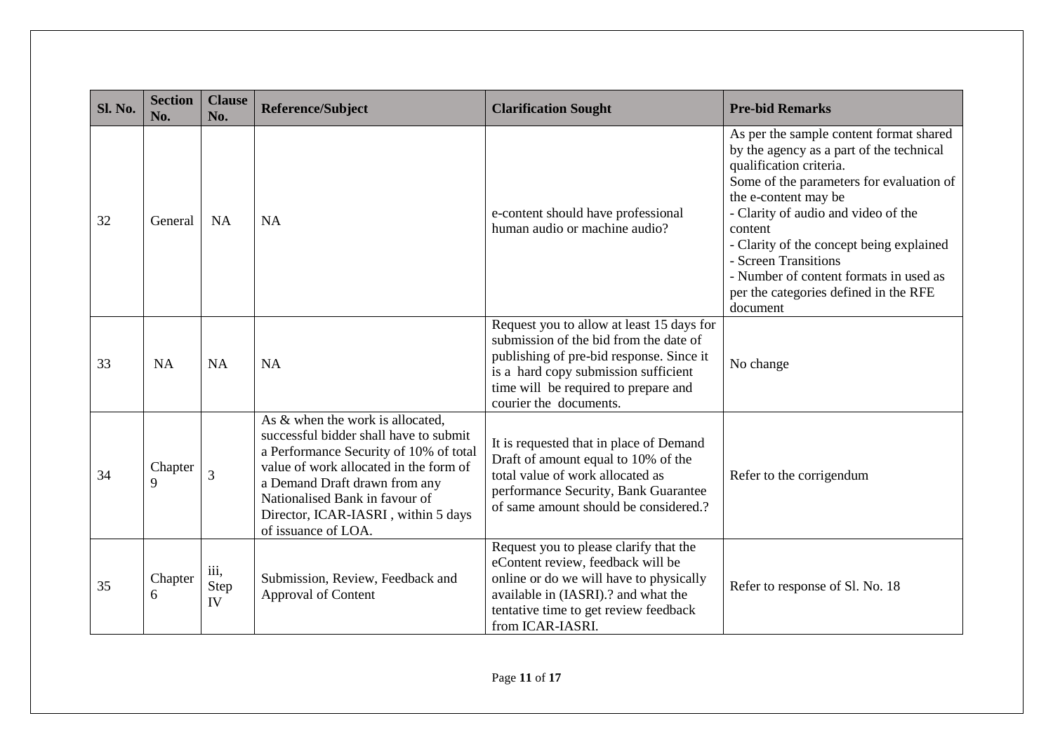| Sl. No. | Section No. | Clause No. | Reference/Subject | Clarification Sought | Pre-bid Remarks |
|---|---|---|---|---|---|
| 32 | General | NA | NA | e-content should have professional human audio or machine audio? | As per the sample content format shared by the agency as a part of the technical qualification criteria.<br>Some of the parameters for evaluation of the e-content may be<br>- Clarity of audio and video of the content<br>- Clarity of the concept being explained<br>- Screen Transitions<br>- Number of content formats in used as per the categories defined in the RFE document |
| 33 | NA | NA | NA | Request you to allow at least 15 days for submission of the bid from the date of publishing of pre-bid response. Since it is a hard copy submission sufficient time will be required to prepare and courier the documents. | No change |
| 34 | Chapter 9 | 3 | As & when the work is allocated, successful bidder shall have to submit a Performance Security of 10% of total value of work allocated in the form of a Demand Draft drawn from any Nationalised Bank in favour of Director, ICAR-IASRI , within 5 days of issuance of LOA. | It is requested that in place of Demand Draft of amount equal to 10% of the total value of work allocated as performance Security, Bank Guarantee of same amount should be considered.? | Refer to the corrigendum |
| 35 | Chapter 6 | iii, Step IV | Submission, Review, Feedback and Approval of Content | Request you to please clarify that the eContent review, feedback will be online or do we will have to physically available in (IASRI).? and what the tentative time to get review feedback from ICAR-IASRI. | Refer to response of Sl. No. 18 |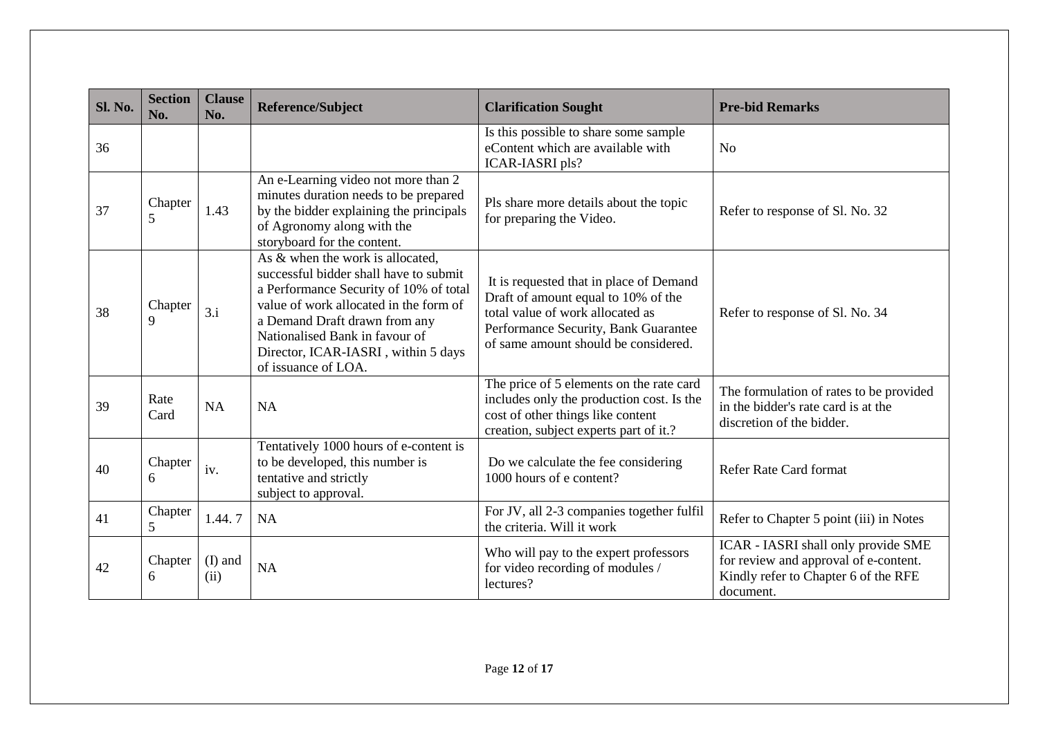| Sl. No. | Section No. | Clause No. | Reference/Subject | Clarification Sought | Pre-bid Remarks |
|---|---|---|---|---|---|
| 36 | | | | Is this possible to share some sample eContent which are available with ICAR-IASRI pls? | No |
| 37 | Chapter 5 | 1.43 | An e-Learning video not more than 2 minutes duration needs to be prepared by the bidder explaining the principals of Agronomy along with the storyboard for the content. | Pls share more details about the topic for preparing the Video. | Refer to response of Sl. No. 32 |
| 38 | Chapter 9 | 3.i | As & when the work is allocated, successful bidder shall have to submit a Performance Security of 10% of total value of work allocated in the form of a Demand Draft drawn from any Nationalised Bank in favour of Director, ICAR-IASRI , within 5 days of issuance of LOA. | It is requested that in place of Demand Draft of amount equal to 10% of the total value of work allocated as Performance Security, Bank Guarantee of same amount should be considered. | Refer to response of Sl. No. 34 |
| 39 | Rate Card | NA | NA | The price of 5 elements on the rate card includes only the production cost. Is the cost of other things like content creation, subject experts part of it.? | The formulation of rates to be provided in the bidder's rate card is at the discretion of the bidder. |
| 40 | Chapter 6 | iv. | Tentatively 1000 hours of e-content is to be developed, this number is tentative and strictly subject to approval. | Do we calculate the fee considering 1000 hours of e content? | Refer Rate Card format |
| 41 | Chapter 5 | 1.44. 7 | NA | For JV, all 2-3 companies together fulfil the criteria. Will it work | Refer to Chapter 5 point (iii) in Notes |
| 42 | Chapter 6 | (I) and (ii) | NA | Who will pay to the expert professors for video recording of modules / lectures? | ICAR - IASRI shall only provide SME for review and approval of e-content. Kindly refer to Chapter 6 of the RFE document. |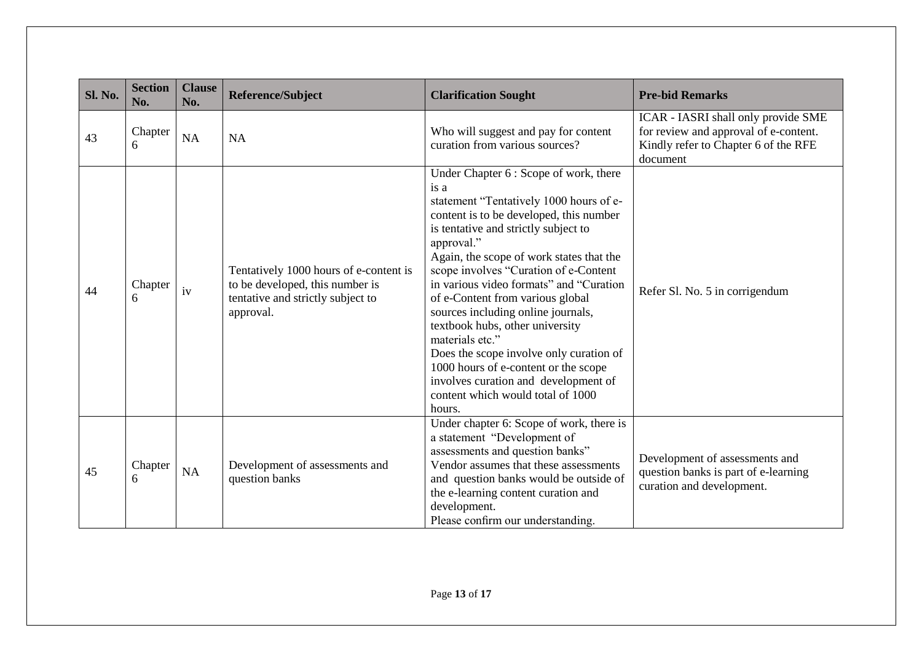| Sl. No. | Section No. | Clause No. | Reference/Subject | Clarification Sought | Pre-bid Remarks |
|---|---|---|---|---|---|
| 43 | Chapter 6 | NA | NA | Who will suggest and pay for content curation from various sources? | ICAR - IASRI shall only provide SME for review and approval of e-content. Kindly refer to Chapter 6 of the RFE document |
| 44 | Chapter 6 | iv | Tentatively 1000 hours of e-content is to be developed, this number is tentative and strictly subject to approval. | Under Chapter 6 : Scope of work, there is a statement "Tentatively 1000 hours of e-content is to be developed, this number is tentative and strictly subject to approval." Again, the scope of work states that the scope involves "Curation of e-Content in various video formats" and "Curation of e-Content from various global sources including online journals, textbook hubs, other university materials etc." Does the scope involve only curation of 1000 hours of e-content or the scope involves curation and development of content which would total of 1000 hours. | Refer Sl. No. 5 in corrigendum |
| 45 | Chapter 6 | NA | Development of assessments and question banks | Under chapter 6: Scope of work, there is a statement "Development of assessments and question banks" Vendor assumes that these assessments and question banks would be outside of the e-learning content curation and development. Please confirm our understanding. | Development of assessments and question banks is part of e-learning curation and development. |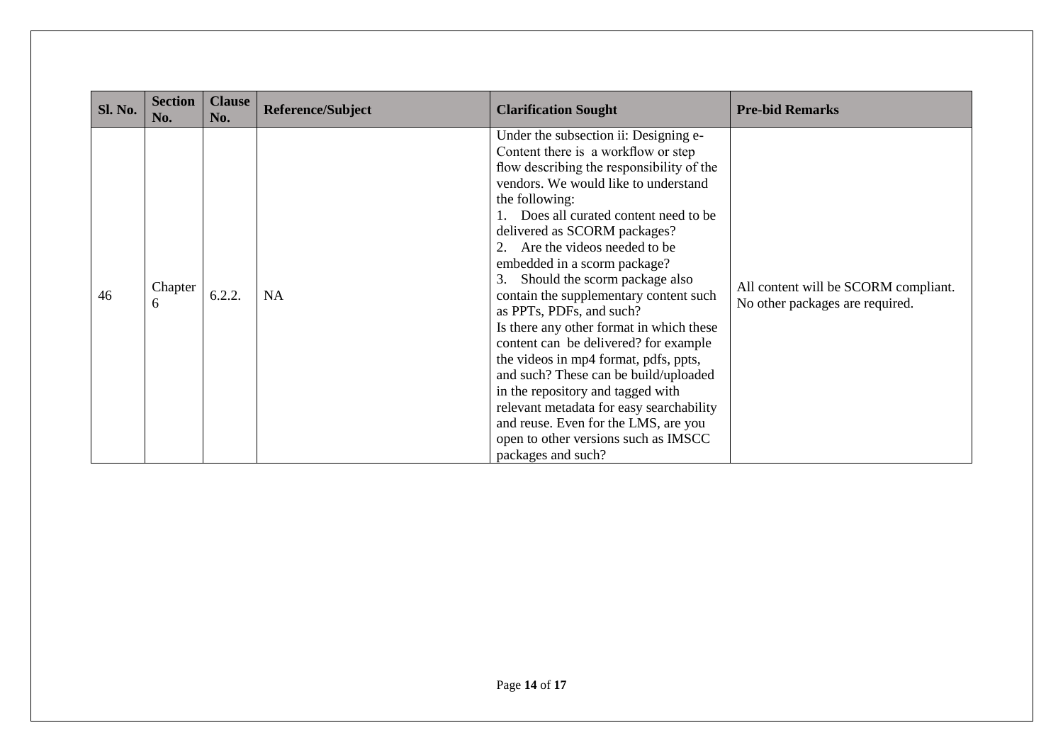| Sl. No. | Section No. | Clause No. | Reference/Subject | Clarification Sought | Pre-bid Remarks |
|---|---|---|---|---|---|
| 46 | Chapter 6 | 6.2.2. | NA | Under the subsection ii: Designing e-Content there is a workflow or step flow describing the responsibility of the vendors. We would like to understand the following:<br>1. Does all curated content need to be delivered as SCORM packages?<br>2. Are the videos needed to be embedded in a scorm package?<br>3. Should the scorm package also contain the supplementary content such as PPTs, PDFs, and such?<br>Is there any other format in which these content can be delivered? for example the videos in mp4 format, pdfs, ppts, and such? These can be build/uploaded in the repository and tagged with relevant metadata for easy searchability and reuse. Even for the LMS, are you open to other versions such as IMSCC packages and such? | All content will be SCORM compliant. No other packages are required. |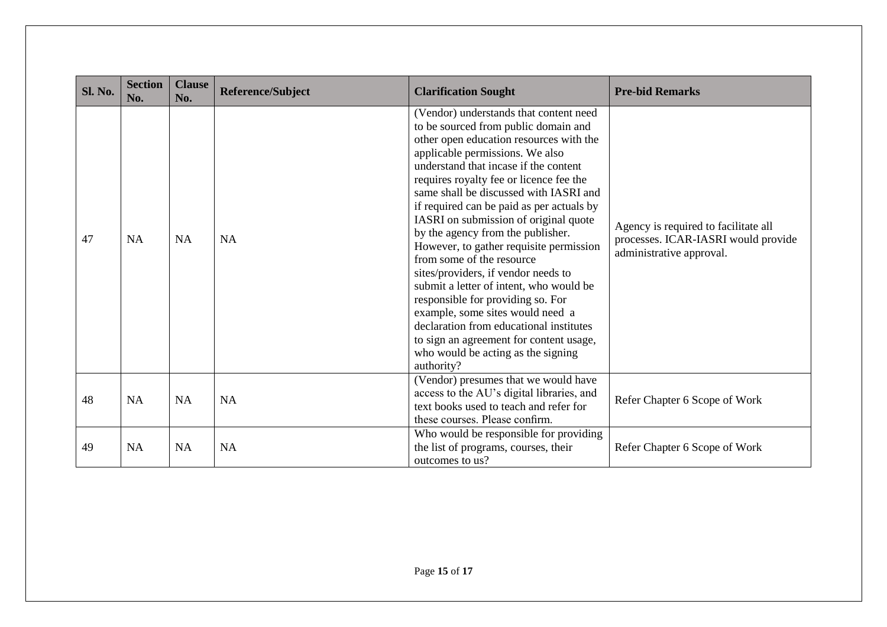| Sl. No. | Section No. | Clause No. | Reference/Subject | Clarification Sought | Pre-bid Remarks |
|---|---|---|---|---|---|
| 47 | NA | NA | NA | (Vendor) understands that content need to be sourced from public domain and other open education resources with the applicable permissions. We also understand that incase if the content requires royalty fee or licence fee the same shall be discussed with IASRI and if required can be paid as per actuals by IASRI on submission of original quote by the agency from the publisher. However, to gather requisite permission from some of the resource sites/providers, if vendor needs to submit a letter of intent, who would be responsible for providing so. For example, some sites would need a declaration from educational institutes to sign an agreement for content usage, who would be acting as the signing authority? | Agency is required to facilitate all processes. ICAR-IASRI would provide administrative approval. |
| 48 | NA | NA | NA | (Vendor) presumes that we would have access to the AU's digital libraries, and text books used to teach and refer for these courses. Please confirm. | Refer Chapter 6 Scope of Work |
| 49 | NA | NA | NA | Who would be responsible for providing the list of programs, courses, their outcomes to us? | Refer Chapter 6 Scope of Work |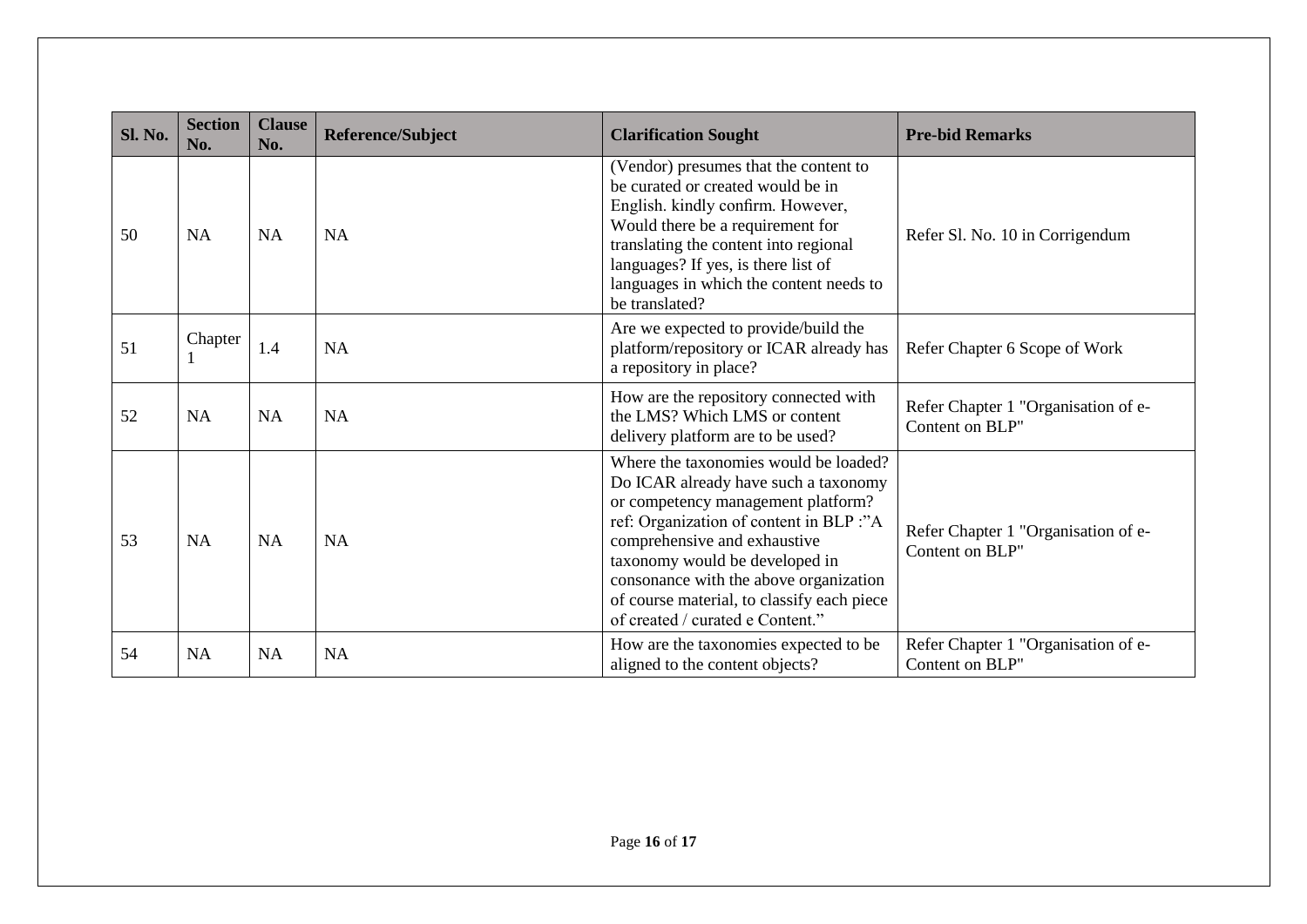| Sl. No. | Section No. | Clause No. | Reference/Subject | Clarification Sought | Pre-bid Remarks |
|---|---|---|---|---|---|
| 50 | NA | NA | NA | (Vendor) presumes that the content to be curated or created would be in English. kindly confirm. However, Would there be a requirement for translating the content into regional languages? If yes, is there list of languages in which the content needs to be translated? | Refer Sl. No. 10 in Corrigendum |
| 51 | Chapter 1 | 1.4 | NA | Are we expected to provide/build the platform/repository or ICAR already has a repository in place? | Refer Chapter 6 Scope of Work |
| 52 | NA | NA | NA | How are the repository connected with the LMS? Which LMS or content delivery platform are to be used? | Refer Chapter 1 "Organisation of e-Content on BLP" |
| 53 | NA | NA | NA | Where the taxonomies would be loaded? Do ICAR already have such a taxonomy or competency management platform? ref: Organization of content in BLP :"A comprehensive and exhaustive taxonomy would be developed in consonance with the above organization of course material, to classify each piece of created / curated e Content." | Refer Chapter 1 "Organisation of e-Content on BLP" |
| 54 | NA | NA | NA | How are the taxonomies expected to be aligned to the content objects? | Refer Chapter 1 "Organisation of e-Content on BLP" |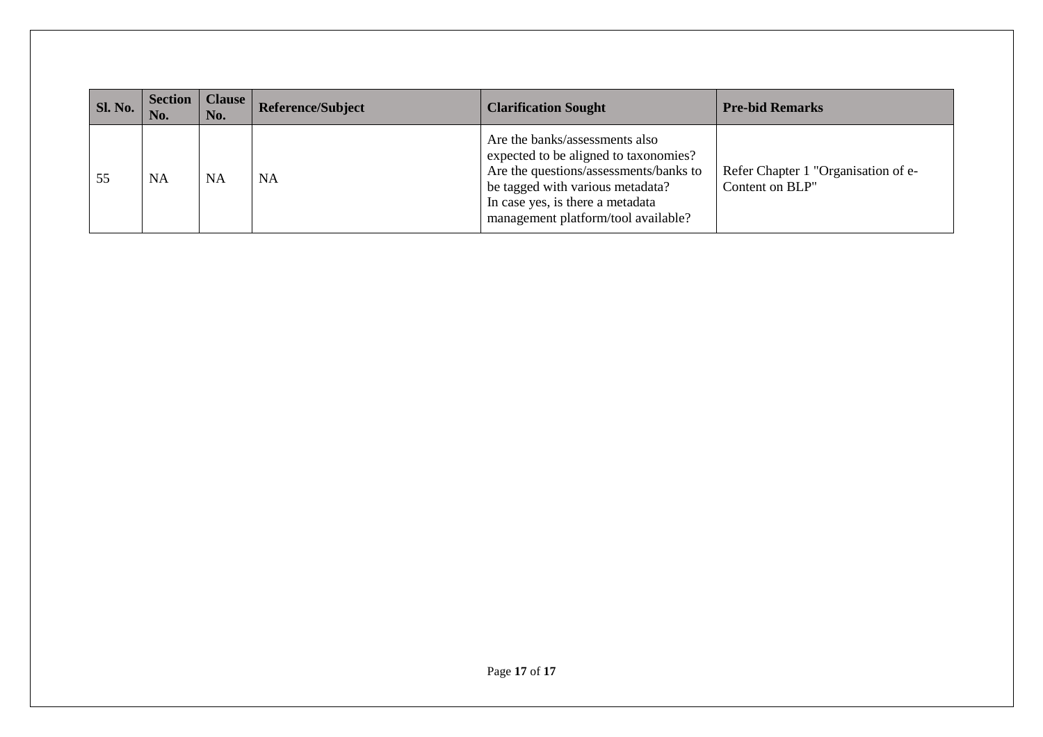| Sl. No. | Section No. | Clause No. | Reference/Subject | Clarification Sought | Pre-bid Remarks |
|---|---|---|---|---|---|
| 55 | NA | NA | NA | Are the banks/assessments also expected to be aligned to taxonomies? Are the questions/assessments/banks to be tagged with various metadata? In case yes, is there a metadata management platform/tool available? | Refer Chapter 1 "Organisation of e-Content on BLP" |